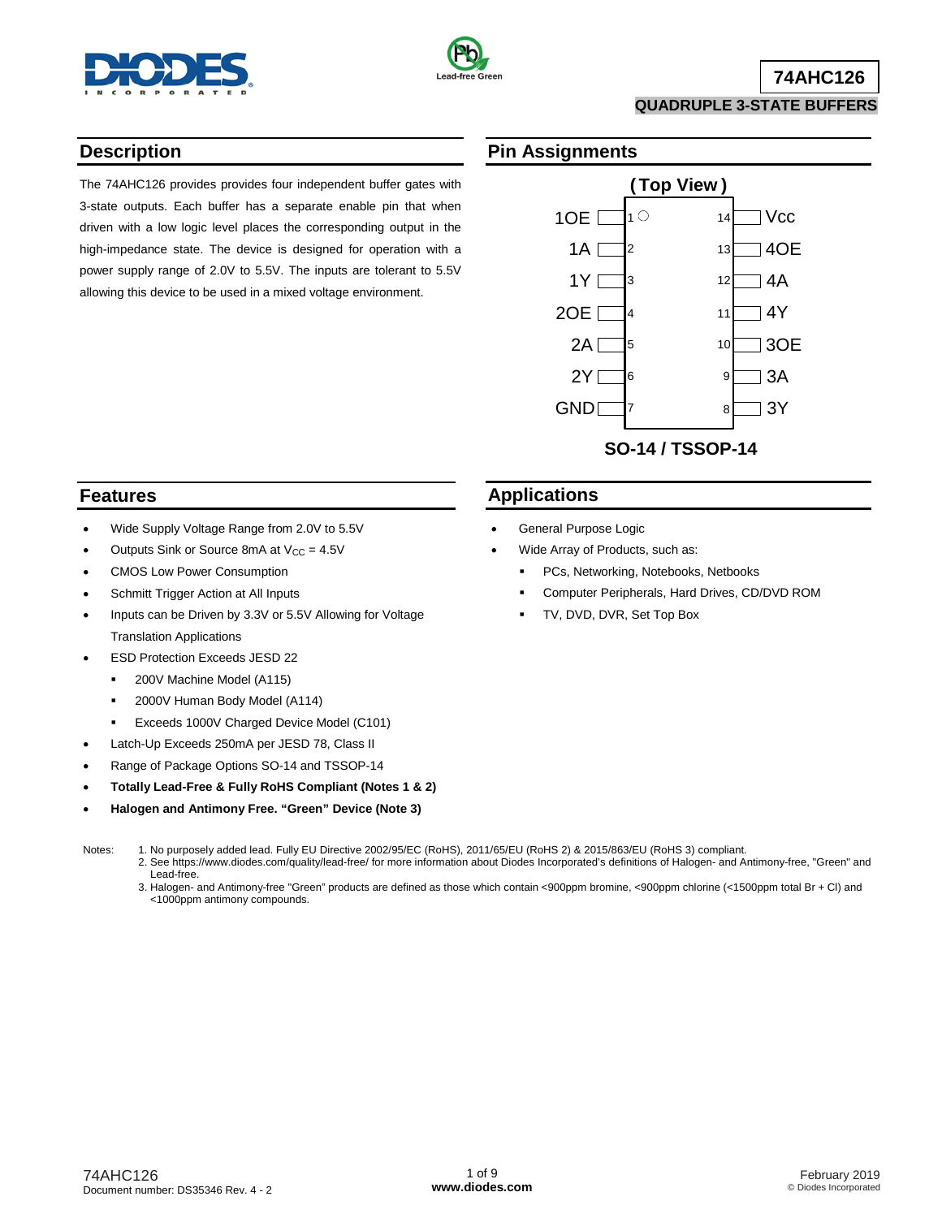# 74AHC126

## QUADRUPLE 3-STATE BUFFERS

## Description

The 74AHC126 provides provides four independent buffer gates with 3-state outputs. Each buffer has a separate enable pin that when driven with a low logic level places the corresponding output in the high-impedance state. The device is designed for operation with a power supply range of 2.0V to 5.5V. The inputs are tolerant to 5.5V allowing this device to be used in a mixed voltage environment.

## Pin Assignments

(Top View)

| Pin | Name | Pin | Name |
|---|---|---|---|
| 1 | 1OE | 14 | Vcc |
| 2 | 1A | 13 | 4OE |
| 3 | 1Y | 12 | 4A |
| 4 | 2OE | 11 | 4Y |
| 5 | 2A | 10 | 3OE |
| 6 | 2Y | 9 | 3A |
| 7 | GND | 8 | 3Y |

SO-14 / TSSOP-14

## Features

- Wide Supply Voltage Range from 2.0V to 5.5V
- Outputs Sink or Source 8mA at $V_{CC}$ = 4.5V
- CMOS Low Power Consumption
- Schmitt Trigger Action at All Inputs
- Inputs can be Driven by 3.3V or 5.5V Allowing for Voltage Translation Applications
- ESD Protection Exceeds JESD 22
  - 200V Machine Model (A115)
  - 2000V Human Body Model (A114)
  - Exceeds 1000V Charged Device Model (C101)
- Latch-Up Exceeds 250mA per JESD 78, Class II
- Range of Package Options SO-14 and TSSOP-14
- **Totally Lead-Free & Fully RoHS Compliant (Notes 1 & 2)**
- **Halogen and Antimony Free. "Green" Device (Note 3)**

## Applications

- General Purpose Logic
- Wide Array of Products, such as:
  - PCs, Networking, Notebooks, Netbooks
  - Computer Peripherals, Hard Drives, CD/DVD ROM
  - TV, DVD, DVR, Set Top Box

Notes:
1. No purposely added lead. Fully EU Directive 2002/95/EC (RoHS), 2011/65/EU (RoHS 2) & 2015/863/EU (RoHS 3) compliant.
2. See https://www.diodes.com/quality/lead-free/ for more information about Diodes Incorporated's definitions of Halogen- and Antimony-free, "Green" and Lead-free.
3. Halogen- and Antimony-free "Green" products are defined as those which contain <900ppm bromine, <900ppm chlorine (<1500ppm total Br + Cl) and <1000ppm antimony compounds.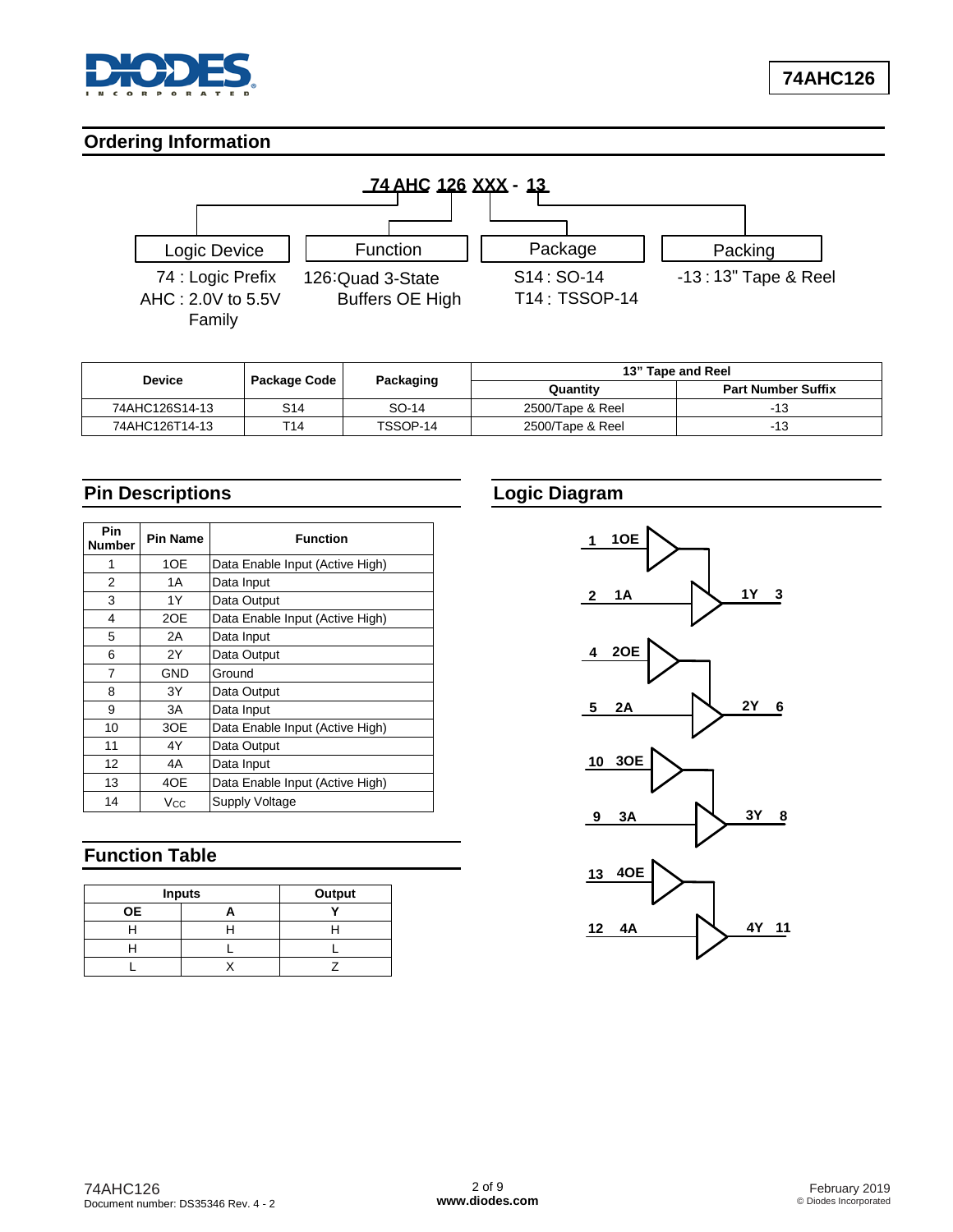## Ordering Information

**74 AHC 126 XXX - 13**

| Logic Device | Function | Package | Packing |
|---|---|---|---|
| 74 : Logic Prefix<br>AHC : 2.0V to 5.5V Family | 126:Quad 3-State Buffers OE High | S14 : SO-14<br>T14 : TSSOP-14 | -13 : 13" Tape & Reel |

| Device | Package Code | Packaging | 13" Tape and Reel | |
|---|---|---|---|---|
| | | | Quantity | Part Number Suffix |
| 74AHC126S14-13 | S14 | SO-14 | 2500/Tape & Reel | -13 |
| 74AHC126T14-13 | T14 | TSSOP-14 | 2500/Tape & Reel | -13 |

## Pin Descriptions

| Pin Number | Pin Name | Function |
|---|---|---|
| 1 | 1OE | Data Enable Input (Active High) |
| 2 | 1A | Data Input |
| 3 | 1Y | Data Output |
| 4 | 2OE | Data Enable Input (Active High) |
| 5 | 2A | Data Input |
| 6 | 2Y | Data Output |
| 7 | GND | Ground |
| 8 | 3Y | Data Output |
| 9 | 3A | Data Input |
| 10 | 3OE | Data Enable Input (Active High) |
| 11 | 4Y | Data Output |
| 12 | 4A | Data Input |
| 13 | 4OE | Data Enable Input (Active High) |
| 14 | $V_{CC}$ | Supply Voltage |

## Logic Diagram

| Input Pin | Name | Enable Pin | Enable Name | Output Name | Output Pin |
|---|---|---|---|---|---|
| 2 | 1A | 1 | 1OE | 1Y | 3 |
| 5 | 2A | 4 | 2OE | 2Y | 6 |
| 9 | 3A | 10 | 3OE | 3Y | 8 |
| 12 | 4A | 13 | 4OE | 4Y | 11 |

## Function Table

| Inputs | | Output |
|---|---|---|
| OE | A | Y |
| H | H | H |
| H | L | L |
| L | X | Z |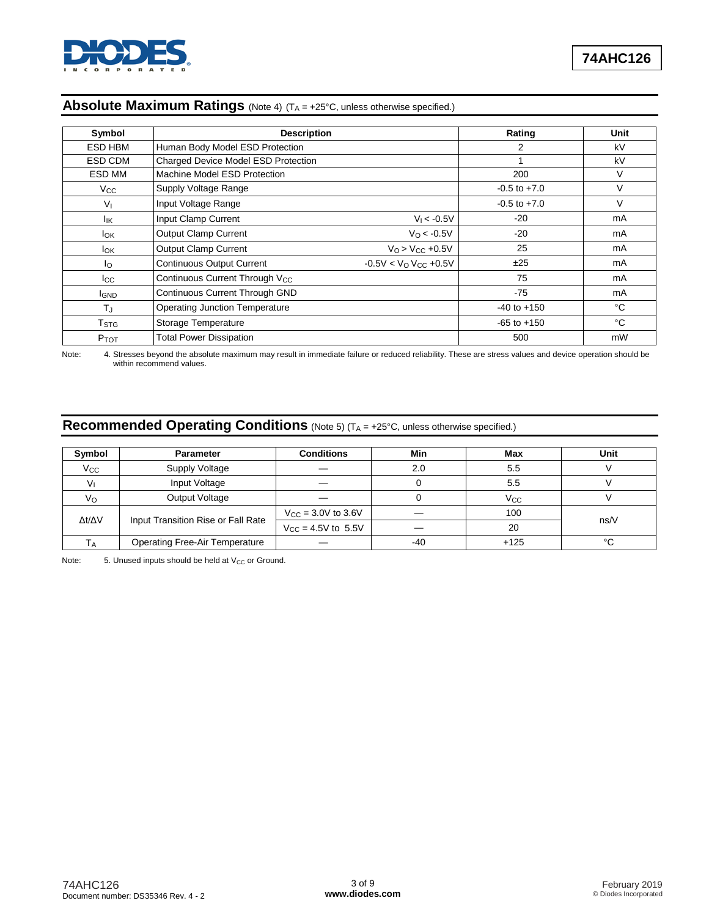## Absolute Maximum Ratings (Note 4) ($T_A$ = +25°C, unless otherwise specified.)

| Symbol | Description | | Rating | Unit |
|---|---|---|---|---|
| ESD HBM | Human Body Model ESD Protection | | 2 | kV |
| ESD CDM | Charged Device Model ESD Protection | | 1 | kV |
| ESD MM | Machine Model ESD Protection | | 200 | V |
| $V_{CC}$ | Supply Voltage Range | | -0.5 to +7.0 | V |
| $V_I$ | Input Voltage Range | | -0.5 to +7.0 | V |
| $I_{IK}$ | Input Clamp Current | $V_I < -0.5V$ | -20 | mA |
| $I_{OK}$ | Output Clamp Current | $V_O < -0.5V$ | -20 | mA |
| $I_{OK}$ | Output Clamp Current | $V_O > V_{CC}$ +0.5V | 25 | mA |
| $I_O$ | Continuous Output Current | -0.5V < $V_O$ $V_{CC}$ +0.5V | ±25 | mA |
| $I_{CC}$ | Continuous Current Through $V_{CC}$ | | 75 | mA |
| $I_{GND}$ | Continuous Current Through GND | | -75 | mA |
| $T_J$ | Operating Junction Temperature | | -40 to +150 | °C |
| $T_{STG}$ | Storage Temperature | | -65 to +150 | °C |
| $P_{TOT}$ | Total Power Dissipation | | 500 | mW |

Note: 4. Stresses beyond the absolute maximum may result in immediate failure or reduced reliability. These are stress values and device operation should be within recommend values.

## Recommended Operating Conditions (Note 5) ($T_A$ = +25°C, unless otherwise specified.)

| Symbol | Parameter | Conditions | Min | Max | Unit |
|---|---|---|---|---|---|
| $V_{CC}$ | Supply Voltage | — | 2.0 | 5.5 | V |
| $V_I$ | Input Voltage | — | 0 | 5.5 | V |
| $V_O$ | Output Voltage | — | 0 | $V_{CC}$ | V |
| Δt/ΔV | Input Transition Rise or Fall Rate | $V_{CC}$ = 3.0V to 3.6V | — | 100 | ns/V |
| | | $V_{CC}$ = 4.5V to 5.5V | — | 20 | |
| $T_A$ | Operating Free-Air Temperature | — | -40 | +125 | °C |

Note: 5. Unused inputs should be held at $V_{CC}$ or Ground.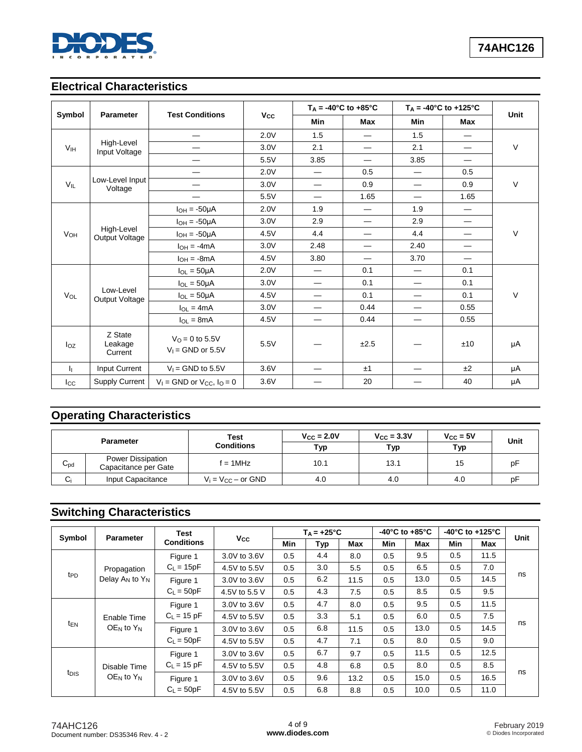## Electrical Characteristics

| Symbol | Parameter | Test Conditions | $V_{CC}$ | $T_A$ = -40°C to +85°C | | $T_A$ = -40°C to +125°C | | Unit |
|---|---|---|---|---|---|---|---|---|
| | | | | Min | Max | Min | Max | |
| $V_{IH}$ | High-Level Input Voltage | — | 2.0V | 1.5 | — | 1.5 | — | V |
| | | — | 3.0V | 2.1 | — | 2.1 | — | |
| | | — | 5.5V | 3.85 | — | 3.85 | — | |
| $V_{IL}$ | Low-Level Input Voltage | — | 2.0V | — | 0.5 | — | 0.5 | V |
| | | — | 3.0V | — | 0.9 | — | 0.9 | |
| | | — | 5.5V | — | 1.65 | — | 1.65 | |
| $V_{OH}$ | High-Level Output Voltage | $I_{OH}$ = -50µA | 2.0V | 1.9 | — | 1.9 | — | V |
| | | $I_{OH}$ = -50µA | 3.0V | 2.9 | — | 2.9 | — | |
| | | $I_{OH}$ = -50µA | 4.5V | 4.4 | — | 4.4 | — | |
| | | $I_{OH}$ = -4mA | 3.0V | 2.48 | — | 2.40 | — | |
| | | $I_{OH}$ = -8mA | 4.5V | 3.80 | — | 3.70 | — | |
| $V_{OL}$ | Low-Level Output Voltage | $I_{OL}$ = 50µA | 2.0V | — | 0.1 | — | 0.1 | V |
| | | $I_{OL}$ = 50µA | 3.0V | — | 0.1 | — | 0.1 | |
| | | $I_{OL}$ = 50µA | 4.5V | — | 0.1 | — | 0.1 | |
| | | $I_{OL}$ = 4mA | 3.0V | — | 0.44 | — | 0.55 | |
| | | $I_{OL}$ = 8mA | 4.5V | — | 0.44 | — | 0.55 | |
| $I_{OZ}$ | Z State Leakage Current | $V_O$ = 0 to 5.5V<br>$V_I$ = GND or 5.5V | 5.5V | — | ±2.5 | — | ±10 | µA |
| $I_I$ | Input Current | $V_I$ = GND to 5.5V | 3.6V | — | ±1 | — | ±2 | µA |
| $I_{CC}$ | Supply Current | $V_I$ = GND or $V_{CC}$, $I_O$ = 0 | 3.6V | — | 20 | — | 40 | µA |

## Operating Characteristics

| Parameter | | Test Conditions | $V_{CC}$ = 2.0V | $V_{CC}$ = 3.3V | $V_{CC}$ = 5V | Unit |
|---|---|---|---|---|---|---|
| | | | Typ | Typ | Typ | |
| $C_{pd}$ | Power Dissipation Capacitance per Gate | f = 1MHz | 10.1 | 13.1 | 15 | pF |
| $C_i$ | Input Capacitance | $V_i$ = $V_{CC}$ – or GND | 4.0 | 4.0 | 4.0 | pF |

## Switching Characteristics

| Symbol | Parameter | Test Conditions | $V_{CC}$ | $T_A$ = +25°C | | | -40°C to +85°C | | -40°C to +125°C | | Unit |
|---|---|---|---|---|---|---|---|---|---|---|---|
| | | | | Min | Typ | Max | Min | Max | Min | Max | |
| $t_{PD}$ | Propagation Delay $A_N$ to $Y_N$ | Figure 1<br>$C_L$ = 15pF | 3.0V to 3.6V | 0.5 | 4.4 | 8.0 | 0.5 | 9.5 | 0.5 | 11.5 | ns |
| | | | 4.5V to 5.5V | 0.5 | 3.0 | 5.5 | 0.5 | 6.5 | 0.5 | 7.0 | |
| | | Figure 1<br>$C_L$ = 50pF | 3.0V to 3.6V | 0.5 | 6.2 | 11.5 | 0.5 | 13.0 | 0.5 | 14.5 | |
| | | | 4.5V to 5.5 V | 0.5 | 4.3 | 7.5 | 0.5 | 8.5 | 0.5 | 9.5 | |
| $t_{EN}$ | Enable Time $OE_N$ to $Y_N$ | Figure 1<br>$C_L$ = 15 pF | 3.0V to 3.6V | 0.5 | 4.7 | 8.0 | 0.5 | 9.5 | 0.5 | 11.5 | ns |
| | | | 4.5V to 5.5V | 0.5 | 3.3 | 5.1 | 0.5 | 6.0 | 0.5 | 7.5 | |
| | | Figure 1<br>$C_L$ = 50pF | 3.0V to 3.6V | 0.5 | 6.8 | 11.5 | 0.5 | 13.0 | 0.5 | 14.5 | |
| | | | 4.5V to 5.5V | 0.5 | 4.7 | 7.1 | 0.5 | 8.0 | 0.5 | 9.0 | |
| $t_{DIS}$ | Disable Time $OE_N$ to $Y_N$ | Figure 1<br>$C_L$ = 15 pF | 3.0V to 3.6V | 0.5 | 6.7 | 9.7 | 0.5 | 11.5 | 0.5 | 12.5 | ns |
| | | | 4.5V to 5.5V | 0.5 | 4.8 | 6.8 | 0.5 | 8.0 | 0.5 | 8.5 | |
| | | Figure 1<br>$C_L$ = 50pF | 3.0V to 3.6V | 0.5 | 9.6 | 13.2 | 0.5 | 15.0 | 0.5 | 16.5 | |
| | | | 4.5V to 5.5V | 0.5 | 6.8 | 8.8 | 0.5 | 10.0 | 0.5 | 11.0 | |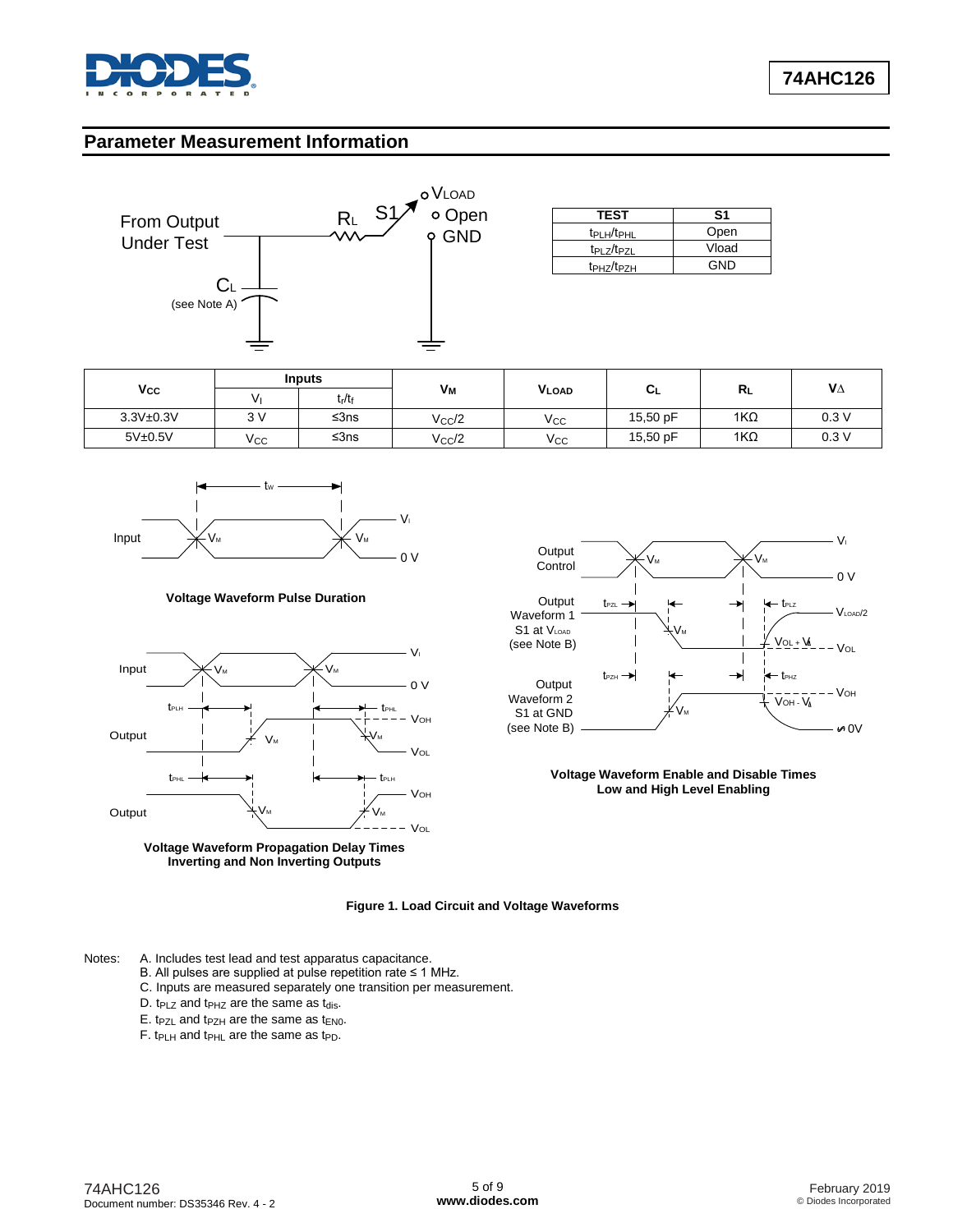## Parameter Measurement Information

| TEST | S1 |
|---|---|
| $t_{PLH}/t_{PHL}$ | Open |
| $t_{PLZ}/t_{PZL}$ | Vload |
| $t_{PHZ}/t_{PZH}$ | GND |

| $V_{CC}$ | Inputs | | $V_M$ | $V_{LOAD}$ | $C_L$ | $R_L$ | $V_\Delta$ |
|---|---|---|---|---|---|---|---|
| | $V_I$ | $t_r/t_f$ | | | | | |
| 3.3V±0.3V | 3 V | ≤3ns | $V_{CC}/2$ | $V_{CC}$ | 15,50 pF | 1KΩ | 0.3 V |
| 5V±0.5V | $V_{CC}$ | ≤3ns | $V_{CC}/2$ | $V_{CC}$ | 15,50 pF | 1KΩ | 0.3 V |

Voltage Waveform Pulse Duration

Voltage Waveform Propagation Delay Times Inverting and Non Inverting Outputs

Voltage Waveform Enable and Disable Times Low and High Level Enabling

**Figure 1. Load Circuit and Voltage Waveforms**

Notes:
A. Includes test lead and test apparatus capacitance.
B. All pulses are supplied at pulse repetition rate ≤ 1 MHz.
C. Inputs are measured separately one transition per measurement.
D. $t_{PLZ}$ and $t_{PHZ}$ are the same as $t_{dis}$.
E. $t_{PZL}$ and $t_{PZH}$ are the same as $t_{EN0}$.
F. $t_{PLH}$ and $t_{PHL}$ are the same as $t_{PD}$.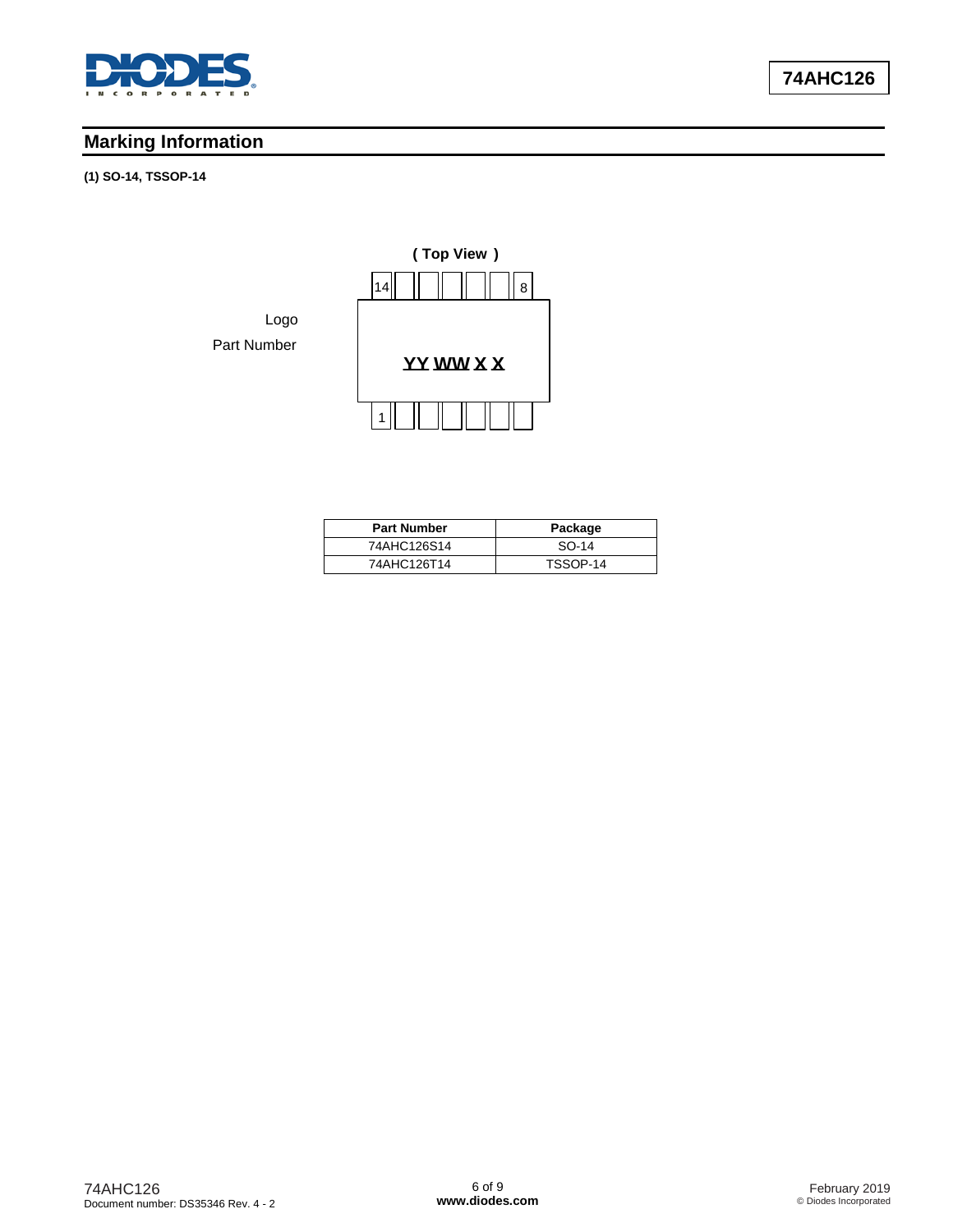## Marking Information

**(1) SO-14, TSSOP-14**

( Top View )

14 8

Logo

Part Number

YY WW X X

1

| Part Number | Package |
|---|---|
| 74AHC126S14 | SO-14 |
| 74AHC126T14 | TSSOP-14 |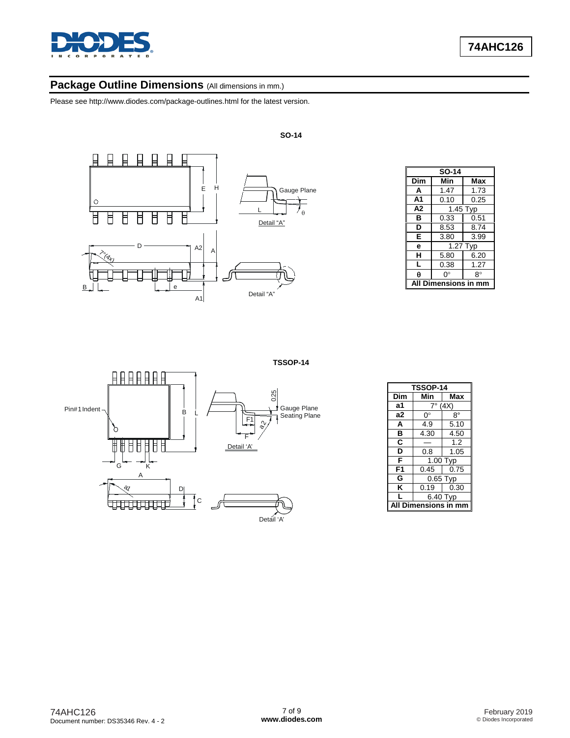## Package Outline Dimensions (All dimensions in mm.)

Please see http://www.diodes.com/package-outlines.html for the latest version.

### SO-14

| SO-14 | | |
|---|---|---|
| **Dim** | **Min** | **Max** |
| **A** | 1.47 | 1.73 |
| **A1** | 0.10 | 0.25 |
| **A2** | 1.45 Typ | |
| **B** | 0.33 | 0.51 |
| **D** | 8.53 | 8.74 |
| **E** | 3.80 | 3.99 |
| **e** | 1.27 Typ | |
| **H** | 5.80 | 6.20 |
| **L** | 0.38 | 1.27 |
| **θ** | 0° | 8° |
| **All Dimensions in mm** | | |

### TSSOP-14

| TSSOP-14 | | |
|---|---|---|
| **Dim** | **Min** | **Max** |
| **a1** | 7° (4X) | |
| **a2** | 0° | 8° |
| **A** | 4.9 | 5.10 |
| **B** | 4.30 | 4.50 |
| **C** | — | 1.2 |
| **D** | 0.8 | 1.05 |
| **F** | 1.00 Typ | |
| **F1** | 0.45 | 0.75 |
| **G** | 0.65 Typ | |
| **K** | 0.19 | 0.30 |
| **L** | 6.40 Typ | |
| **All Dimensions in mm** | | |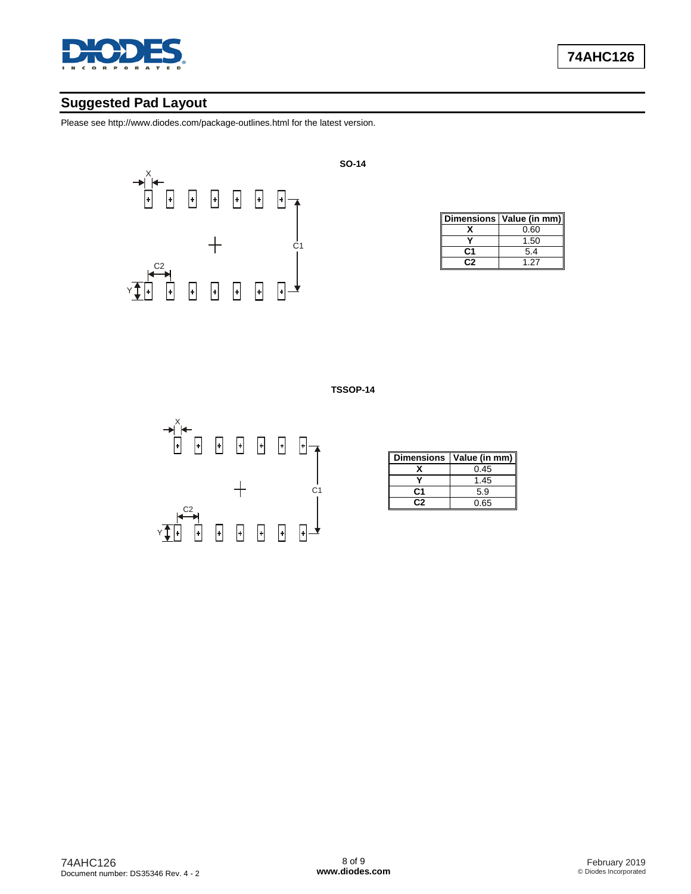## Suggested Pad Layout

Please see http://www.diodes.com/package-outlines.html for the latest version.

**SO-14**

| Dimensions | Value (in mm) |
|---|---|
| X | 0.60 |
| Y | 1.50 |
| C1 | 5.4 |
| C2 | 1.27 |

**TSSOP-14**

| Dimensions | Value (in mm) |
|---|---|
| X | 0.45 |
| Y | 1.45 |
| C1 | 5.9 |
| C2 | 0.65 |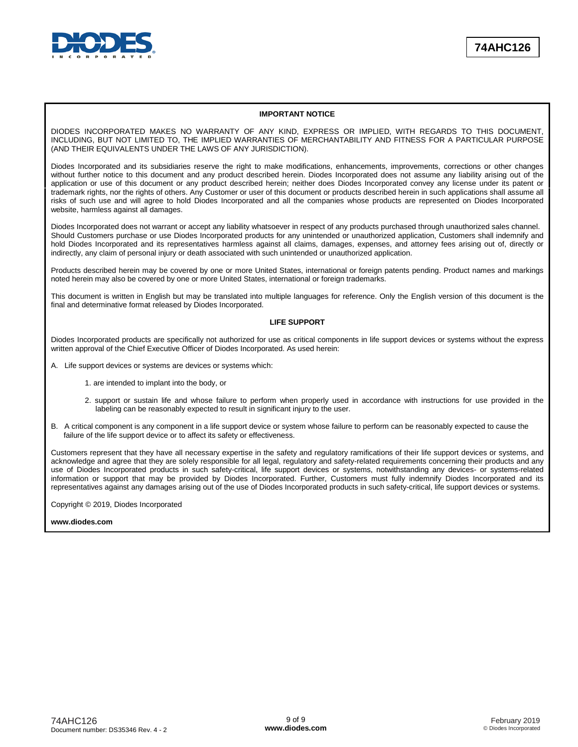**IMPORTANT NOTICE**

DIODES INCORPORATED MAKES NO WARRANTY OF ANY KIND, EXPRESS OR IMPLIED, WITH REGARDS TO THIS DOCUMENT, INCLUDING, BUT NOT LIMITED TO, THE IMPLIED WARRANTIES OF MERCHANTABILITY AND FITNESS FOR A PARTICULAR PURPOSE (AND THEIR EQUIVALENTS UNDER THE LAWS OF ANY JURISDICTION).

Diodes Incorporated and its subsidiaries reserve the right to make modifications, enhancements, improvements, corrections or other changes without further notice to this document and any product described herein. Diodes Incorporated does not assume any liability arising out of the application or use of this document or any product described herein; neither does Diodes Incorporated convey any license under its patent or trademark rights, nor the rights of others. Any Customer or user of this document or products described herein in such applications shall assume all risks of such use and will agree to hold Diodes Incorporated and all the companies whose products are represented on Diodes Incorporated website, harmless against all damages.

Diodes Incorporated does not warrant or accept any liability whatsoever in respect of any products purchased through unauthorized sales channel. Should Customers purchase or use Diodes Incorporated products for any unintended or unauthorized application, Customers shall indemnify and hold Diodes Incorporated and its representatives harmless against all claims, damages, expenses, and attorney fees arising out of, directly or indirectly, any claim of personal injury or death associated with such unintended or unauthorized application.

Products described herein may be covered by one or more United States, international or foreign patents pending. Product names and markings noted herein may also be covered by one or more United States, international or foreign trademarks.

This document is written in English but may be translated into multiple languages for reference. Only the English version of this document is the final and determinative format released by Diodes Incorporated.

**LIFE SUPPORT**

Diodes Incorporated products are specifically not authorized for use as critical components in life support devices or systems without the express written approval of the Chief Executive Officer of Diodes Incorporated. As used herein:

A. Life support devices or systems are devices or systems which:

1. are intended to implant into the body, or
2. support or sustain life and whose failure to perform when properly used in accordance with instructions for use provided in the labeling can be reasonably expected to result in significant injury to the user.

B. A critical component is any component in a life support device or system whose failure to perform can be reasonably expected to cause the failure of the life support device or to affect its safety or effectiveness.

Customers represent that they have all necessary expertise in the safety and regulatory ramifications of their life support devices or systems, and acknowledge and agree that they are solely responsible for all legal, regulatory and safety-related requirements concerning their products and any use of Diodes Incorporated products in such safety-critical, life support devices or systems, notwithstanding any devices- or systems-related information or support that may be provided by Diodes Incorporated. Further, Customers must fully indemnify Diodes Incorporated and its representatives against any damages arising out of the use of Diodes Incorporated products in such safety-critical, life support devices or systems.

Copyright © 2019, Diodes Incorporated

**www.diodes.com**